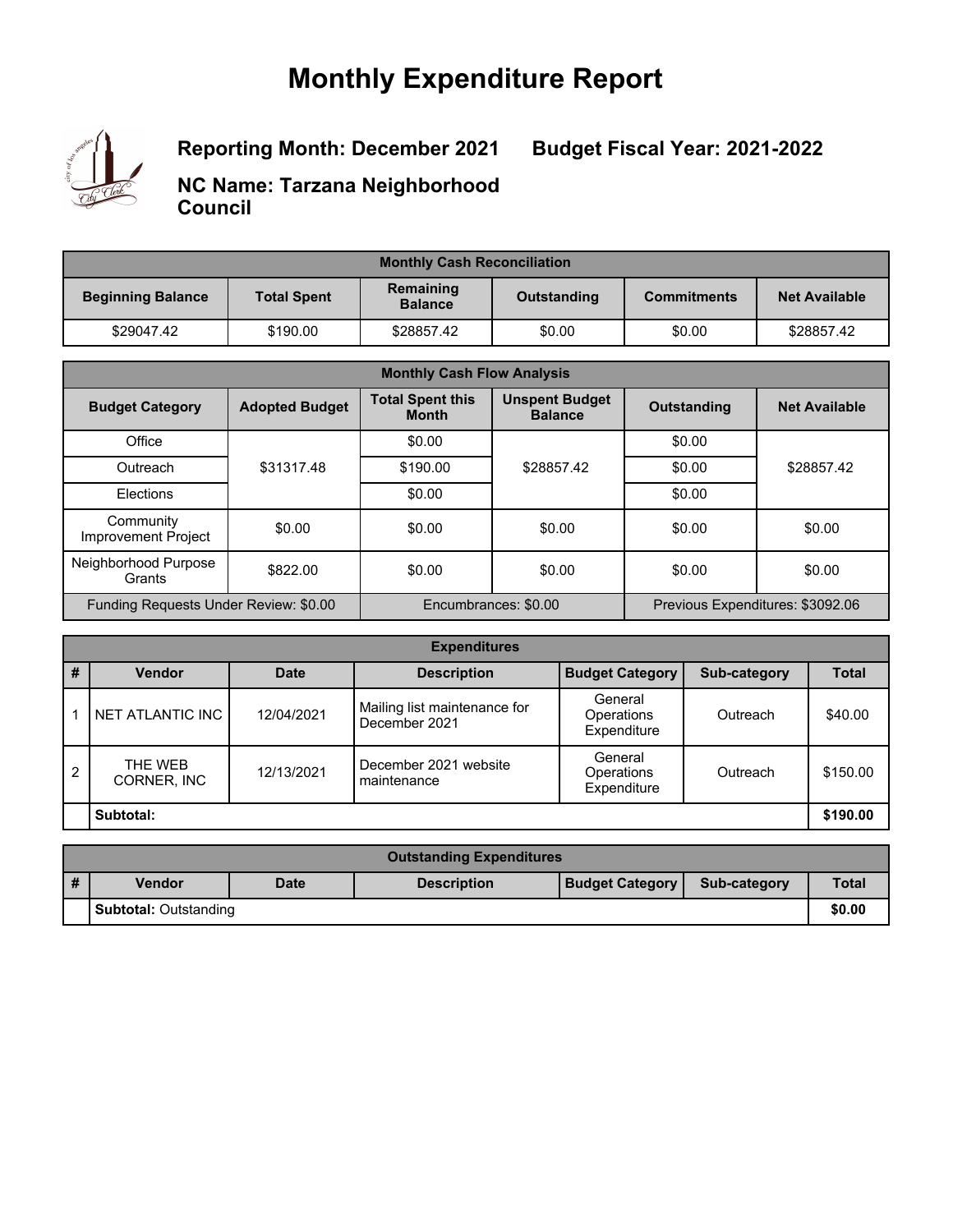# Monthly Expenditure Report

**Reporting Month: December 2021** **Budget Fiscal Year: 2021-2022**

**NC Name: Tarzana Neighborhood Council**

| Monthly Cash Reconciliation | | | | | |
|---|---|---|---|---|---|
| **Beginning Balance** | **Total Spent** | **Remaining Balance** | **Outstanding** | **Commitments** | **Net Available** |
| $29047.42 | $190.00 | $28857.42 | $0.00 | $0.00 | $28857.42 |

| Monthly Cash Flow Analysis | | | | | |
|---|---|---|---|---|---|
| **Budget Category** | **Adopted Budget** | **Total Spent this Month** | **Unspent Budget Balance** | **Outstanding** | **Net Available** |
| Office | $31317.48 | $0.00 | $28857.42 | $0.00 | $28857.42 |
| Outreach | | $190.00 | | $0.00 | |
| Elections | | $0.00 | | $0.00 | |
| Community Improvement Project | $0.00 | $0.00 | $0.00 | $0.00 | $0.00 |
| Neighborhood Purpose Grants | $822.00 | $0.00 | $0.00 | $0.00 | $0.00 |
| Funding Requests Under Review: $0.00 | | Encumbrances: $0.00 | | Previous Expenditures: $3092.06 | |

| Expenditures | | | | | | |
|---|---|---|---|---|---|---|
| **#** | **Vendor** | **Date** | **Description** | **Budget Category** | **Sub-category** | **Total** |
| 1 | NET ATLANTIC INC | 12/04/2021 | Mailing list maintenance for December 2021 | General Operations Expenditure | Outreach | $40.00 |
| 2 | THE WEB CORNER, INC | 12/13/2021 | December 2021 website maintenance | General Operations Expenditure | Outreach | $150.00 |
| | **Subtotal:** | | | | | **$190.00** |

| Outstanding Expenditures | | | | | | |
|---|---|---|---|---|---|---|
| **#** | **Vendor** | **Date** | **Description** | **Budget Category** | **Sub-category** | **Total** |
| | **Subtotal:** Outstanding | | | | | **$0.00** |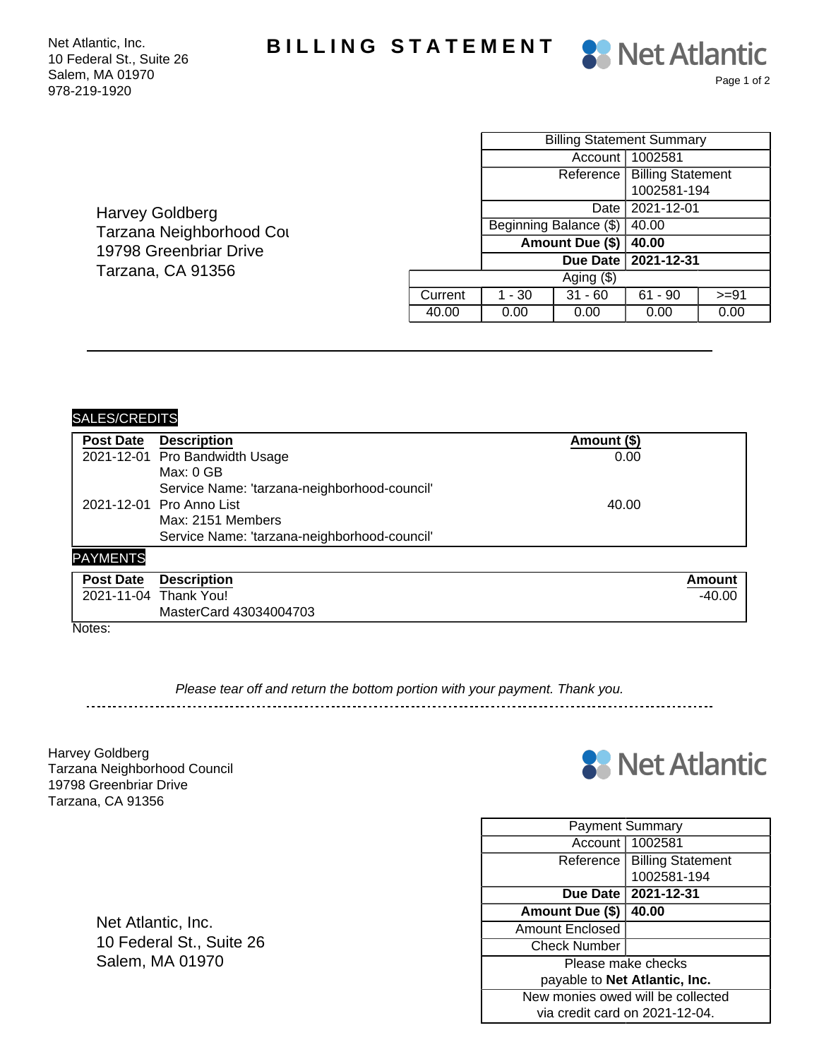Net Atlantic, Inc.
10 Federal St., Suite 26
Salem, MA 01970
978-219-1920

# BILLING STATEMENT

Net Atlantic

Harvey Goldberg
Tarzana Neighborhood Cou
19798 Greenbriar Drive
Tarzana, CA 91356

| Billing Statement Summary | |
|---|---|
| Account | 1002581 |
| Reference | Billing Statement 1002581-194 |
| Date | 2021-12-01 |
| Beginning Balance ($) | 40.00 |
| **Amount Due ($)** | **40.00** |
| **Due Date** | **2021-12-31** |

| Aging ($) | | | | |
|---|---|---|---|---|
| Current | 1 - 30 | 31 - 60 | 61 - 90 | >=91 |
| 40.00 | 0.00 | 0.00 | 0.00 | 0.00 |

## SALES/CREDITS

| Post Date | Description | Amount ($) |
|---|---|---|
| 2021-12-01 | Pro Bandwidth Usage<br>Max: 0 GB<br>Service Name: 'tarzana-neighborhood-council' | 0.00 |
| 2021-12-01 | Pro Anno List<br>Max: 2151 Members<br>Service Name: 'tarzana-neighborhood-council' | 40.00 |

## PAYMENTS

| Post Date | Description | Amount |
|---|---|---|
| 2021-11-04 | Thank You!<br>MasterCard 43034004703 | -40.00 |

Notes:

*Please tear off and return the bottom portion with your payment. Thank you.*

---

Harvey Goldberg
Tarzana Neighborhood Council
19798 Greenbriar Drive
Tarzana, CA 91356

Net Atlantic

Net Atlantic, Inc.
10 Federal St., Suite 26
Salem, MA 01970

| Payment Summary | |
|---|---|
| Account | 1002581 |
| Reference | Billing Statement 1002581-194 |
| **Due Date** | **2021-12-31** |
| **Amount Due ($)** | **40.00** |
| Amount Enclosed | |
| Check Number | |
| Please make checks payable to **Net Atlantic, Inc.** | |
| New monies owed will be collected via credit card on 2021-12-04. | |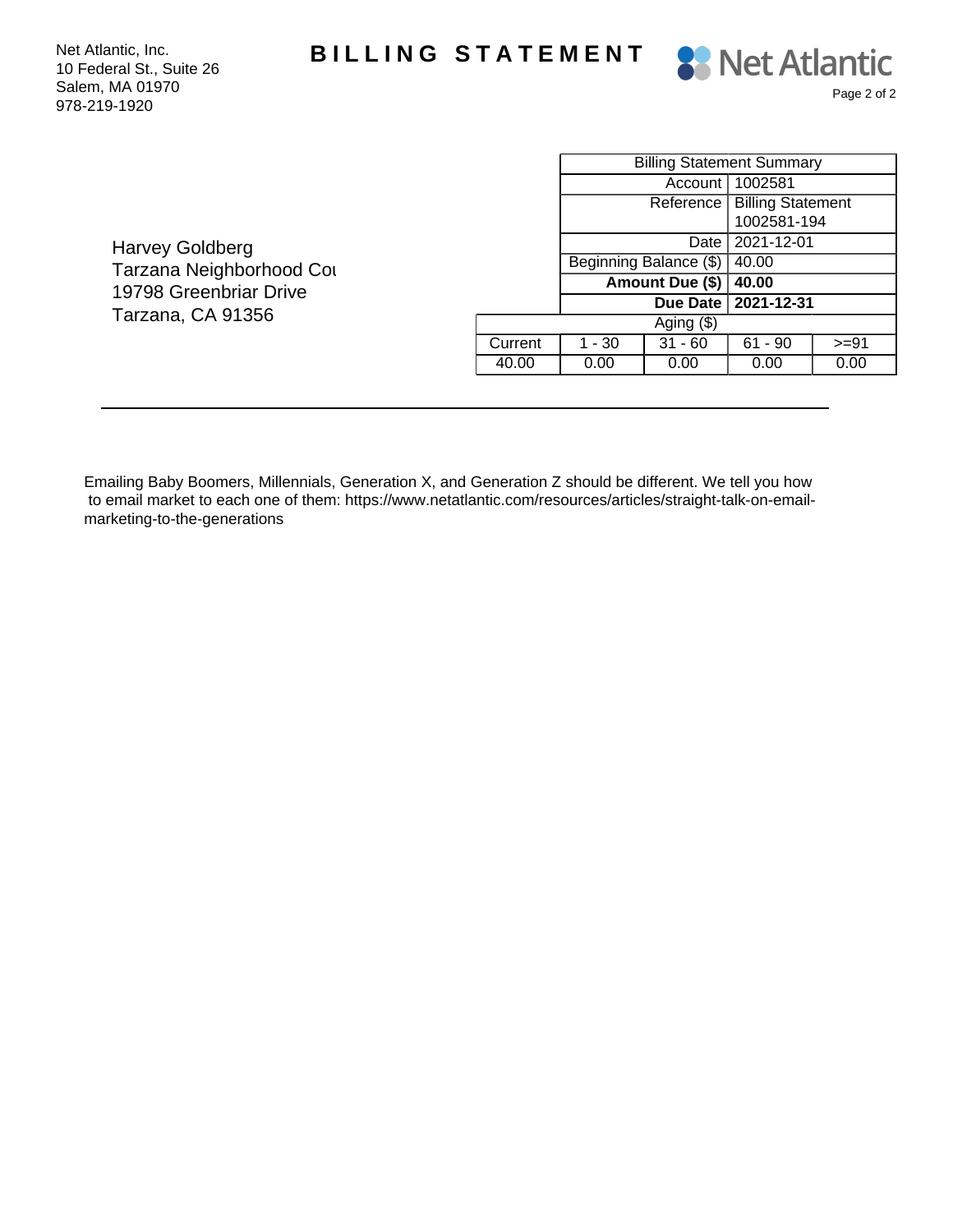Net Atlantic, Inc.
10 Federal St., Suite 26
Salem, MA 01970
978-219-1920

# BILLING STATEMENT

Net Atlantic

Harvey Goldberg
Tarzana Neighborhood Cou
19798 Greenbriar Drive
Tarzana, CA 91356

| Billing Statement Summary | |
|---|---|
| Account | 1002581 |
| Reference | Billing Statement 1002581-194 |
| Date | 2021-12-01 |
| Beginning Balance ($) | 40.00 |
| **Amount Due ($)** | **40.00** |
| **Due Date** | **2021-12-31** |

| Aging ($) | | | | |
|---|---|---|---|---|
| Current | 1 - 30 | 31 - 60 | 61 - 90 | >=91 |
| 40.00 | 0.00 | 0.00 | 0.00 | 0.00 |

---

Emailing Baby Boomers, Millennials, Generation X, and Generation Z should be different. We tell you how to email market to each one of them: https://www.netatlantic.com/resources/articles/straight-talk-on-email-marketing-to-the-generations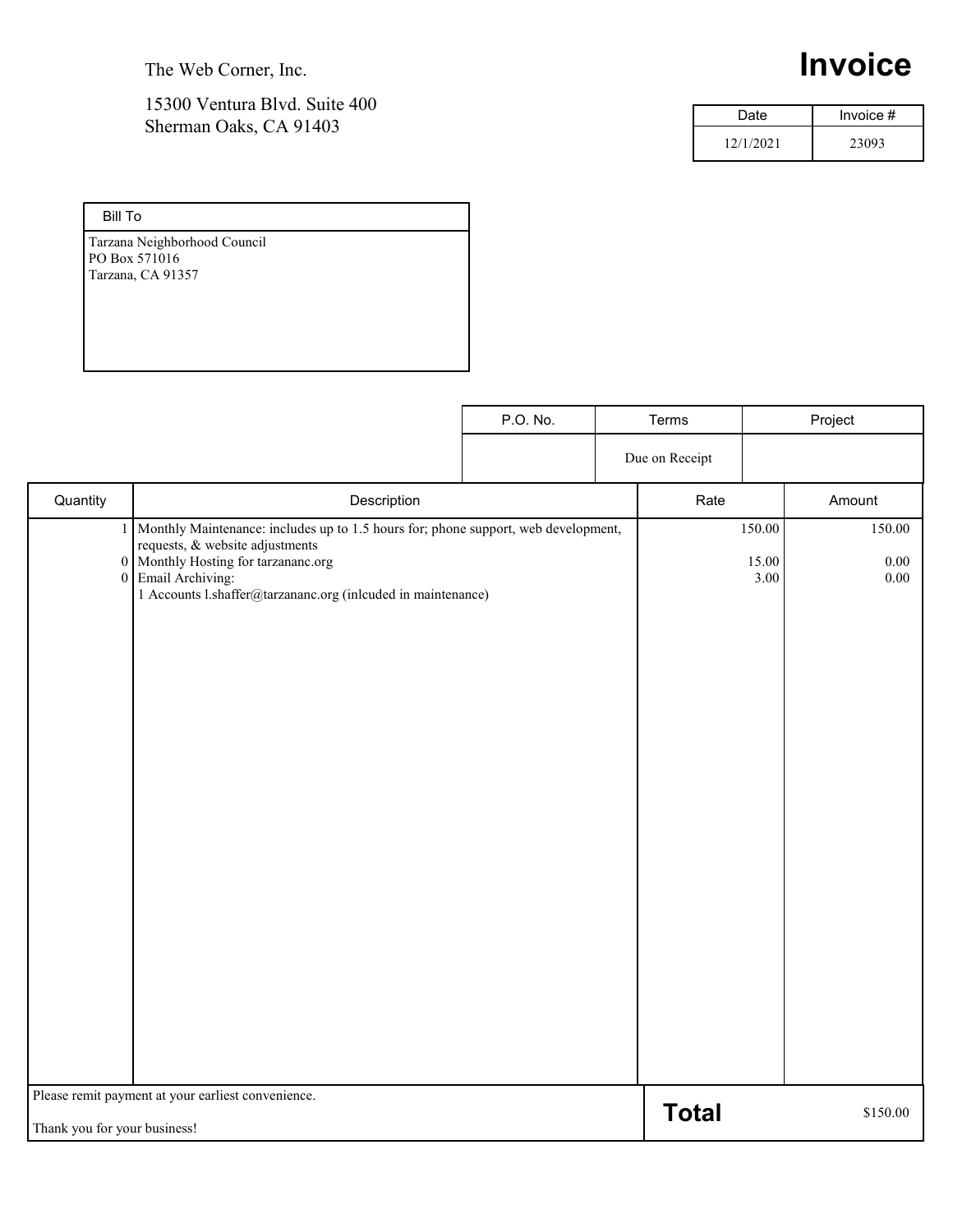The Web Corner, Inc.

15300 Ventura Blvd. Suite 400
Sherman Oaks, CA 91403

# Invoice

| Date | Invoice # |
|---|---|
| 12/1/2021 | 23093 |

| Bill To |
|---|
| Tarzana Neighborhood Council<br>PO Box 571016<br>Tarzana, CA 91357 |

| P.O. No. | Terms | Project |
|---|---|---|
| | Due on Receipt | |

| Quantity | Description | Rate | Amount |
|---|---|---|---|
| 1 | Monthly Maintenance: includes up to 1.5 hours for; phone support, web development, requests, & website adjustments | 150.00 | 150.00 |
| 0 | Monthly Hosting for tarzananc.org | 15.00 | 0.00 |
| 0 | Email Archiving:<br>1 Accounts l.shaffer@tarzananc.org (inlcuded in maintenance) | 3.00 | 0.00 |

Please remit payment at your earliest convenience.

Thank you for your business!

**Total** $150.00